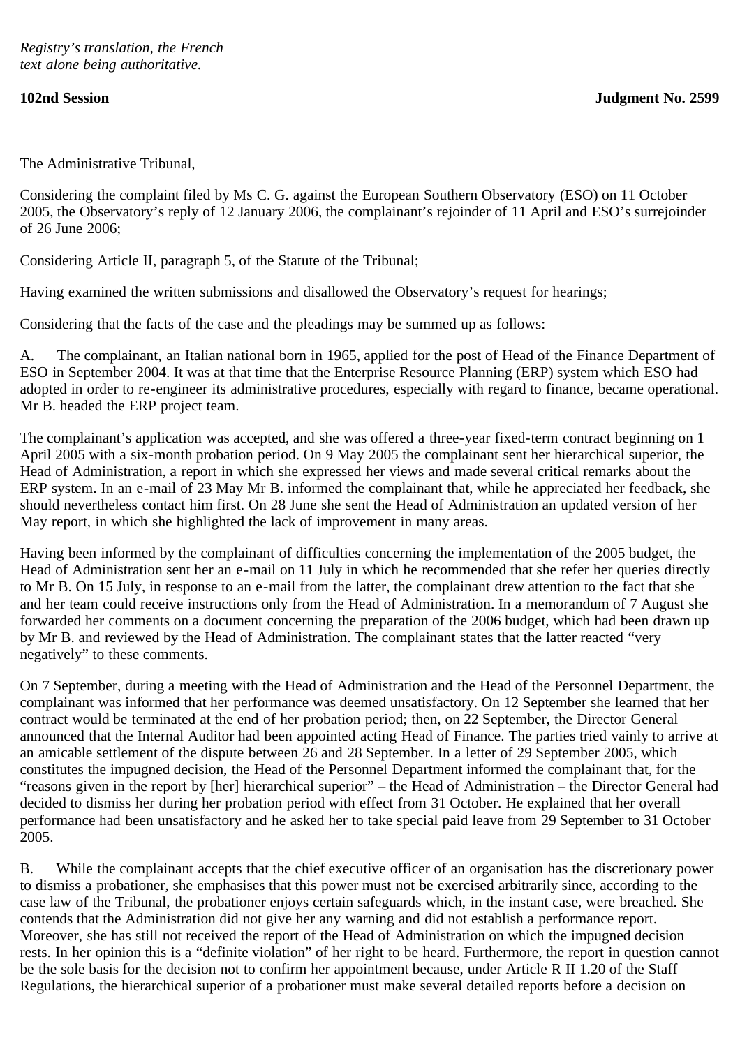*Registry's translation, the French text alone being authoritative.*

**102nd Session** **Judgment No. 2599**

The Administrative Tribunal,

Considering the complaint filed by Ms C. G. against the European Southern Observatory (ESO) on 11 October 2005, the Observatory's reply of 12 January 2006, the complainant's rejoinder of 11 April and ESO's surrejoinder of 26 June 2006;

Considering Article II, paragraph 5, of the Statute of the Tribunal;

Having examined the written submissions and disallowed the Observatory's request for hearings;

Considering that the facts of the case and the pleadings may be summed up as follows:

A. The complainant, an Italian national born in 1965, applied for the post of Head of the Finance Department of ESO in September 2004. It was at that time that the Enterprise Resource Planning (ERP) system which ESO had adopted in order to re-engineer its administrative procedures, especially with regard to finance, became operational. Mr B. headed the ERP project team.

The complainant's application was accepted, and she was offered a three-year fixed-term contract beginning on 1 April 2005 with a six-month probation period. On 9 May 2005 the complainant sent her hierarchical superior, the Head of Administration, a report in which she expressed her views and made several critical remarks about the ERP system. In an e-mail of 23 May Mr B. informed the complainant that, while he appreciated her feedback, she should nevertheless contact him first. On 28 June she sent the Head of Administration an updated version of her May report, in which she highlighted the lack of improvement in many areas.

Having been informed by the complainant of difficulties concerning the implementation of the 2005 budget, the Head of Administration sent her an e-mail on 11 July in which he recommended that she refer her queries directly to Mr B. On 15 July, in response to an e-mail from the latter, the complainant drew attention to the fact that she and her team could receive instructions only from the Head of Administration. In a memorandum of 7 August she forwarded her comments on a document concerning the preparation of the 2006 budget, which had been drawn up by Mr B. and reviewed by the Head of Administration. The complainant states that the latter reacted "very negatively" to these comments.

On 7 September, during a meeting with the Head of Administration and the Head of the Personnel Department, the complainant was informed that her performance was deemed unsatisfactory. On 12 September she learned that her contract would be terminated at the end of her probation period; then, on 22 September, the Director General announced that the Internal Auditor had been appointed acting Head of Finance. The parties tried vainly to arrive at an amicable settlement of the dispute between 26 and 28 September. In a letter of 29 September 2005, which constitutes the impugned decision, the Head of the Personnel Department informed the complainant that, for the "reasons given in the report by [her] hierarchical superior" – the Head of Administration – the Director General had decided to dismiss her during her probation period with effect from 31 October. He explained that her overall performance had been unsatisfactory and he asked her to take special paid leave from 29 September to 31 October 2005.

B. While the complainant accepts that the chief executive officer of an organisation has the discretionary power to dismiss a probationer, she emphasises that this power must not be exercised arbitrarily since, according to the case law of the Tribunal, the probationer enjoys certain safeguards which, in the instant case, were breached. She contends that the Administration did not give her any warning and did not establish a performance report. Moreover, she has still not received the report of the Head of Administration on which the impugned decision rests. In her opinion this is a "definite violation" of her right to be heard. Furthermore, the report in question cannot be the sole basis for the decision not to confirm her appointment because, under Article R II 1.20 of the Staff Regulations, the hierarchical superior of a probationer must make several detailed reports before a decision on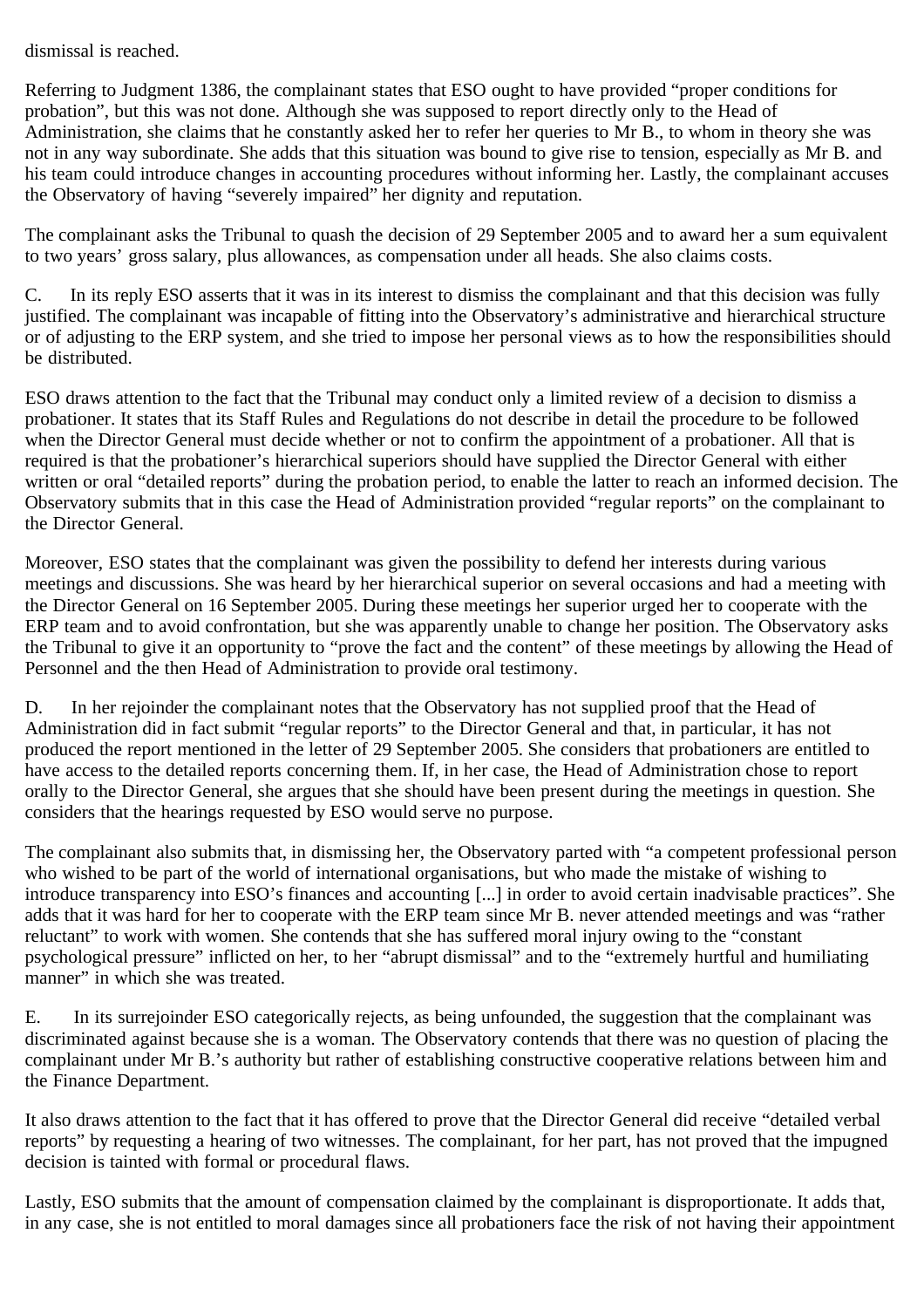dismissal is reached.

Referring to Judgment 1386, the complainant states that ESO ought to have provided “proper conditions for probation”, but this was not done. Although she was supposed to report directly only to the Head of Administration, she claims that he constantly asked her to refer her queries to Mr B., to whom in theory she was not in any way subordinate. She adds that this situation was bound to give rise to tension, especially as Mr B. and his team could introduce changes in accounting procedures without informing her. Lastly, the complainant accuses the Observatory of having “severely impaired” her dignity and reputation.

The complainant asks the Tribunal to quash the decision of 29 September 2005 and to award her a sum equivalent to two years’ gross salary, plus allowances, as compensation under all heads. She also claims costs.

C. In its reply ESO asserts that it was in its interest to dismiss the complainant and that this decision was fully justified. The complainant was incapable of fitting into the Observatory’s administrative and hierarchical structure or of adjusting to the ERP system, and she tried to impose her personal views as to how the responsibilities should be distributed.

ESO draws attention to the fact that the Tribunal may conduct only a limited review of a decision to dismiss a probationer. It states that its Staff Rules and Regulations do not describe in detail the procedure to be followed when the Director General must decide whether or not to confirm the appointment of a probationer. All that is required is that the probationer’s hierarchical superiors should have supplied the Director General with either written or oral “detailed reports” during the probation period, to enable the latter to reach an informed decision. The Observatory submits that in this case the Head of Administration provided “regular reports” on the complainant to the Director General.

Moreover, ESO states that the complainant was given the possibility to defend her interests during various meetings and discussions. She was heard by her hierarchical superior on several occasions and had a meeting with the Director General on 16 September 2005. During these meetings her superior urged her to cooperate with the ERP team and to avoid confrontation, but she was apparently unable to change her position. The Observatory asks the Tribunal to give it an opportunity to “prove the fact and the content” of these meetings by allowing the Head of Personnel and the then Head of Administration to provide oral testimony.

D. In her rejoinder the complainant notes that the Observatory has not supplied proof that the Head of Administration did in fact submit “regular reports” to the Director General and that, in particular, it has not produced the report mentioned in the letter of 29 September 2005. She considers that probationers are entitled to have access to the detailed reports concerning them. If, in her case, the Head of Administration chose to report orally to the Director General, she argues that she should have been present during the meetings in question. She considers that the hearings requested by ESO would serve no purpose.

The complainant also submits that, in dismissing her, the Observatory parted with “a competent professional person who wished to be part of the world of international organisations, but who made the mistake of wishing to introduce transparency into ESO’s finances and accounting [...] in order to avoid certain inadvisable practices”. She adds that it was hard for her to cooperate with the ERP team since Mr B. never attended meetings and was “rather reluctant” to work with women. She contends that she has suffered moral injury owing to the “constant psychological pressure” inflicted on her, to her “abrupt dismissal” and to the “extremely hurtful and humiliating manner” in which she was treated.

E. In its surrejoinder ESO categorically rejects, as being unfounded, the suggestion that the complainant was discriminated against because she is a woman. The Observatory contends that there was no question of placing the complainant under Mr B.’s authority but rather of establishing constructive cooperative relations between him and the Finance Department.

It also draws attention to the fact that it has offered to prove that the Director General did receive “detailed verbal reports” by requesting a hearing of two witnesses. The complainant, for her part, has not proved that the impugned decision is tainted with formal or procedural flaws.

Lastly, ESO submits that the amount of compensation claimed by the complainant is disproportionate. It adds that, in any case, she is not entitled to moral damages since all probationers face the risk of not having their appointment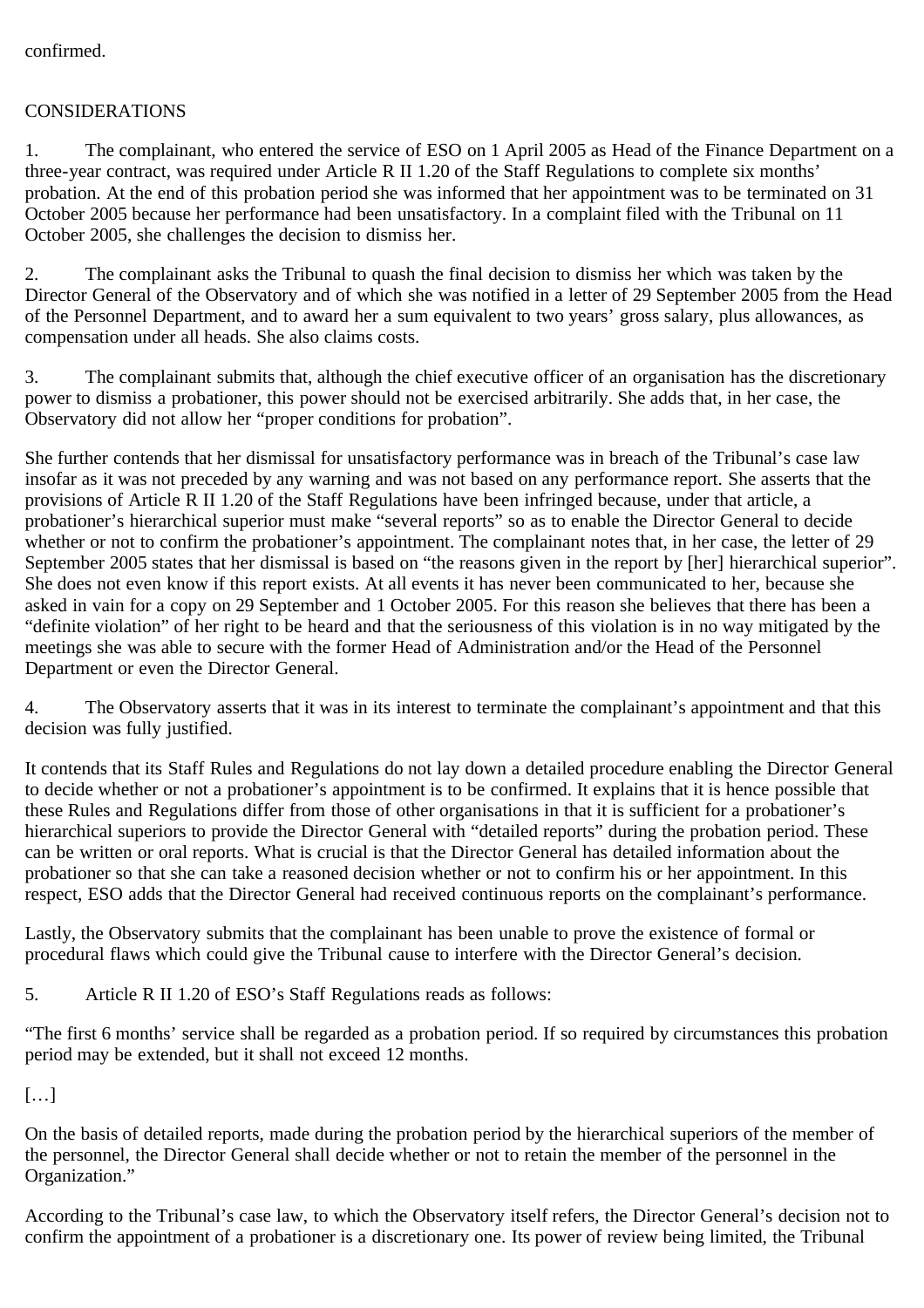confirmed.

CONSIDERATIONS

1. The complainant, who entered the service of ESO on 1 April 2005 as Head of the Finance Department on a three-year contract, was required under Article R II 1.20 of the Staff Regulations to complete six months' probation. At the end of this probation period she was informed that her appointment was to be terminated on 31 October 2005 because her performance had been unsatisfactory. In a complaint filed with the Tribunal on 11 October 2005, she challenges the decision to dismiss her.

2. The complainant asks the Tribunal to quash the final decision to dismiss her which was taken by the Director General of the Observatory and of which she was notified in a letter of 29 September 2005 from the Head of the Personnel Department, and to award her a sum equivalent to two years' gross salary, plus allowances, as compensation under all heads. She also claims costs.

3. The complainant submits that, although the chief executive officer of an organisation has the discretionary power to dismiss a probationer, this power should not be exercised arbitrarily. She adds that, in her case, the Observatory did not allow her "proper conditions for probation".

She further contends that her dismissal for unsatisfactory performance was in breach of the Tribunal's case law insofar as it was not preceded by any warning and was not based on any performance report. She asserts that the provisions of Article R II 1.20 of the Staff Regulations have been infringed because, under that article, a probationer's hierarchical superior must make "several reports" so as to enable the Director General to decide whether or not to confirm the probationer's appointment. The complainant notes that, in her case, the letter of 29 September 2005 states that her dismissal is based on "the reasons given in the report by [her] hierarchical superior". She does not even know if this report exists. At all events it has never been communicated to her, because she asked in vain for a copy on 29 September and 1 October 2005. For this reason she believes that there has been a "definite violation" of her right to be heard and that the seriousness of this violation is in no way mitigated by the meetings she was able to secure with the former Head of Administration and/or the Head of the Personnel Department or even the Director General.

4. The Observatory asserts that it was in its interest to terminate the complainant's appointment and that this decision was fully justified.

It contends that its Staff Rules and Regulations do not lay down a detailed procedure enabling the Director General to decide whether or not a probationer's appointment is to be confirmed. It explains that it is hence possible that these Rules and Regulations differ from those of other organisations in that it is sufficient for a probationer's hierarchical superiors to provide the Director General with "detailed reports" during the probation period. These can be written or oral reports. What is crucial is that the Director General has detailed information about the probationer so that she can take a reasoned decision whether or not to confirm his or her appointment. In this respect, ESO adds that the Director General had received continuous reports on the complainant's performance.

Lastly, the Observatory submits that the complainant has been unable to prove the existence of formal or procedural flaws which could give the Tribunal cause to interfere with the Director General's decision.

5. Article R II 1.20 of ESO's Staff Regulations reads as follows:

"The first 6 months' service shall be regarded as a probation period. If so required by circumstances this probation period may be extended, but it shall not exceed 12 months.

[…]

On the basis of detailed reports, made during the probation period by the hierarchical superiors of the member of the personnel, the Director General shall decide whether or not to retain the member of the personnel in the Organization."

According to the Tribunal's case law, to which the Observatory itself refers, the Director General's decision not to confirm the appointment of a probationer is a discretionary one. Its power of review being limited, the Tribunal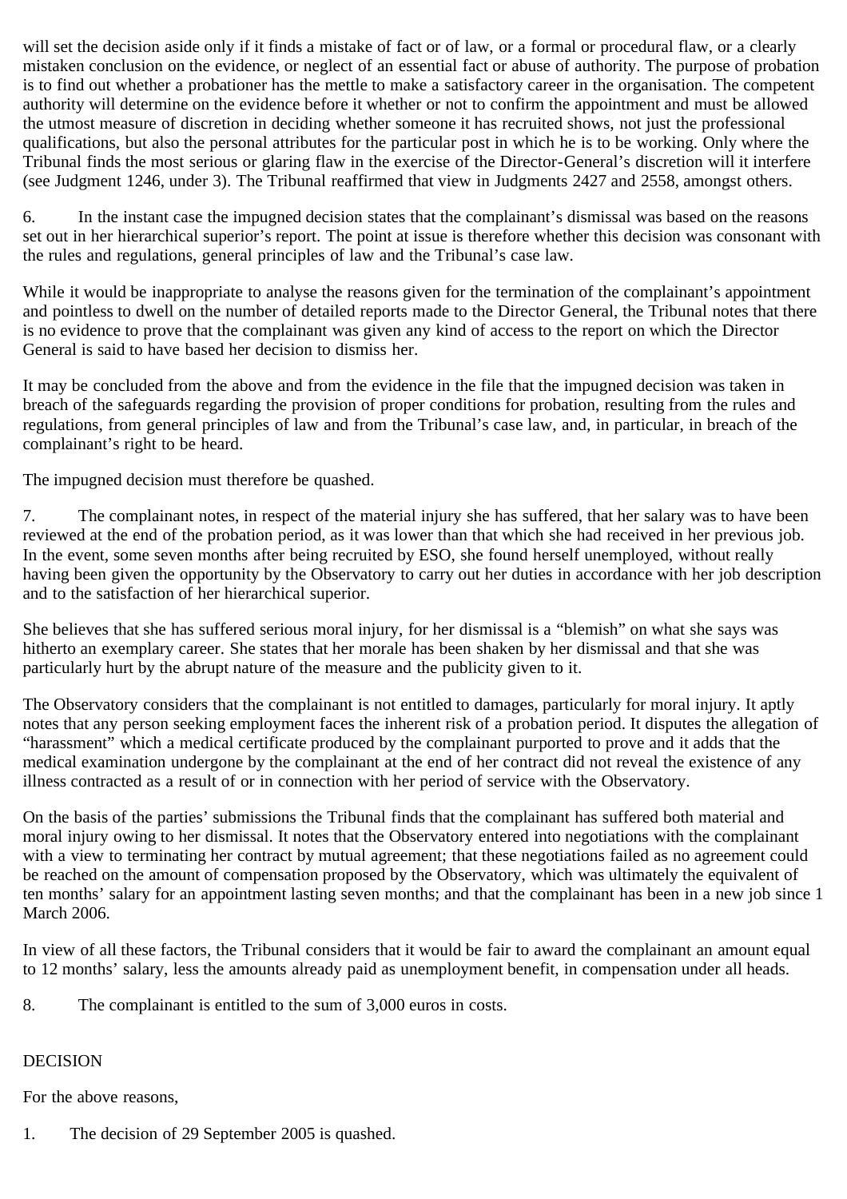will set the decision aside only if it finds a mistake of fact or of law, or a formal or procedural flaw, or a clearly mistaken conclusion on the evidence, or neglect of an essential fact or abuse of authority. The purpose of probation is to find out whether a probationer has the mettle to make a satisfactory career in the organisation. The competent authority will determine on the evidence before it whether or not to confirm the appointment and must be allowed the utmost measure of discretion in deciding whether someone it has recruited shows, not just the professional qualifications, but also the personal attributes for the particular post in which he is to be working. Only where the Tribunal finds the most serious or glaring flaw in the exercise of the Director-General's discretion will it interfere (see Judgment 1246, under 3). The Tribunal reaffirmed that view in Judgments 2427 and 2558, amongst others.

6. In the instant case the impugned decision states that the complainant's dismissal was based on the reasons set out in her hierarchical superior's report. The point at issue is therefore whether this decision was consonant with the rules and regulations, general principles of law and the Tribunal's case law.

While it would be inappropriate to analyse the reasons given for the termination of the complainant's appointment and pointless to dwell on the number of detailed reports made to the Director General, the Tribunal notes that there is no evidence to prove that the complainant was given any kind of access to the report on which the Director General is said to have based her decision to dismiss her.

It may be concluded from the above and from the evidence in the file that the impugned decision was taken in breach of the safeguards regarding the provision of proper conditions for probation, resulting from the rules and regulations, from general principles of law and from the Tribunal's case law, and, in particular, in breach of the complainant's right to be heard.

The impugned decision must therefore be quashed.

7. The complainant notes, in respect of the material injury she has suffered, that her salary was to have been reviewed at the end of the probation period, as it was lower than that which she had received in her previous job. In the event, some seven months after being recruited by ESO, she found herself unemployed, without really having been given the opportunity by the Observatory to carry out her duties in accordance with her job description and to the satisfaction of her hierarchical superior.

She believes that she has suffered serious moral injury, for her dismissal is a "blemish" on what she says was hitherto an exemplary career. She states that her morale has been shaken by her dismissal and that she was particularly hurt by the abrupt nature of the measure and the publicity given to it.

The Observatory considers that the complainant is not entitled to damages, particularly for moral injury. It aptly notes that any person seeking employment faces the inherent risk of a probation period. It disputes the allegation of "harassment" which a medical certificate produced by the complainant purported to prove and it adds that the medical examination undergone by the complainant at the end of her contract did not reveal the existence of any illness contracted as a result of or in connection with her period of service with the Observatory.

On the basis of the parties' submissions the Tribunal finds that the complainant has suffered both material and moral injury owing to her dismissal. It notes that the Observatory entered into negotiations with the complainant with a view to terminating her contract by mutual agreement; that these negotiations failed as no agreement could be reached on the amount of compensation proposed by the Observatory, which was ultimately the equivalent of ten months' salary for an appointment lasting seven months; and that the complainant has been in a new job since 1 March 2006.

In view of all these factors, the Tribunal considers that it would be fair to award the complainant an amount equal to 12 months' salary, less the amounts already paid as unemployment benefit, in compensation under all heads.

8. The complainant is entitled to the sum of 3,000 euros in costs.

DECISION

For the above reasons,

1. The decision of 29 September 2005 is quashed.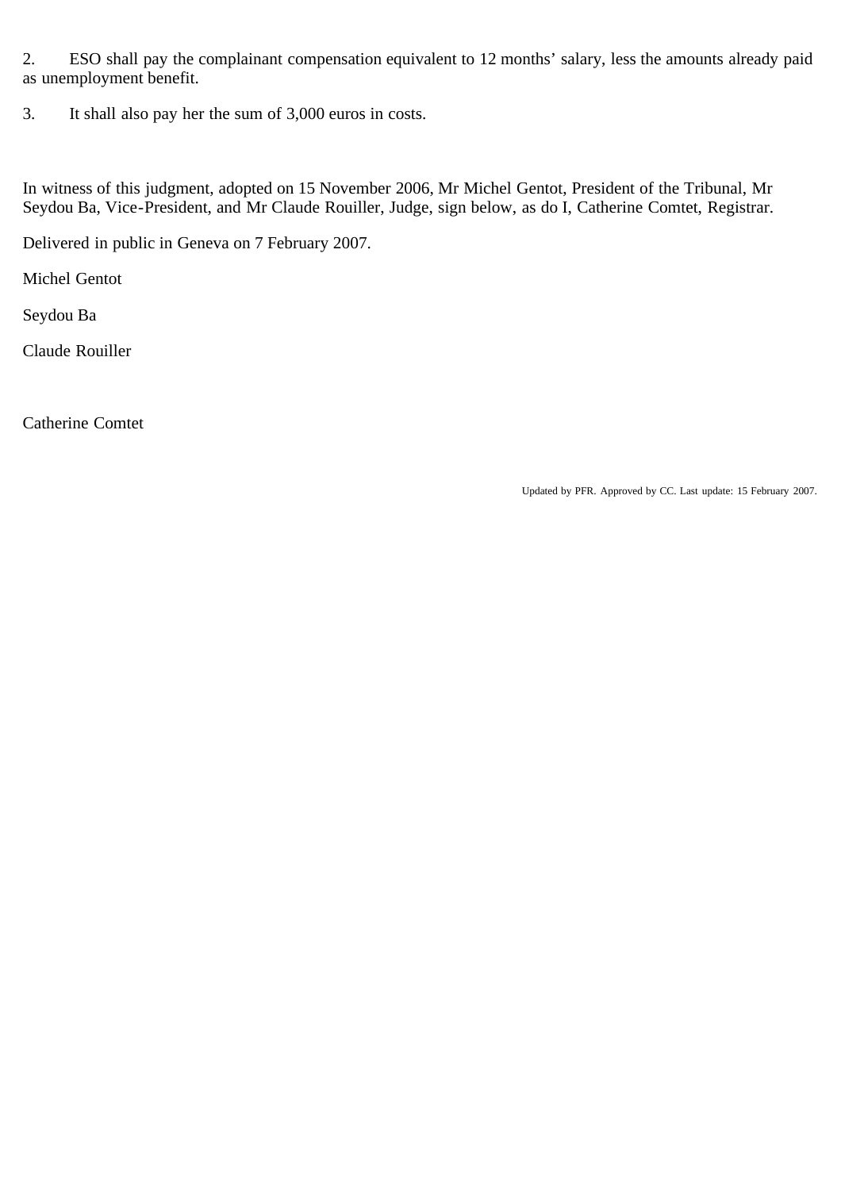2. ESO shall pay the complainant compensation equivalent to 12 months' salary, less the amounts already paid as unemployment benefit.

3. It shall also pay her the sum of 3,000 euros in costs.

In witness of this judgment, adopted on 15 November 2006, Mr Michel Gentot, President of the Tribunal, Mr Seydou Ba, Vice-President, and Mr Claude Rouiller, Judge, sign below, as do I, Catherine Comtet, Registrar.

Delivered in public in Geneva on 7 February 2007.

Michel Gentot

Seydou Ba

Claude Rouiller

Catherine Comtet

Updated by PFR. Approved by CC. Last update: 15 February 2007.